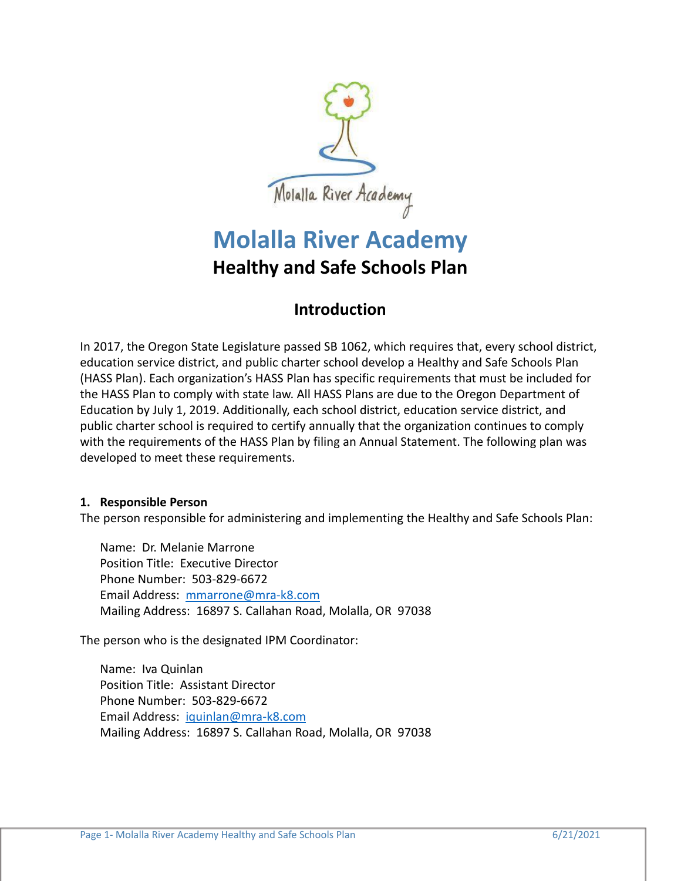# Molalla River Academy

## Healthy and Safe Schools Plan

### Introduction

In 2017, the Oregon State Legislature passed SB 1062, which requires that, every school district, education service district, and public charter school develop a Healthy and Safe Schools Plan (HASS Plan). Each organization's HASS Plan has specific requirements that must be included for the HASS Plan to comply with state law. All HASS Plans are due to the Oregon Department of Education by July 1, 2019. Additionally, each school district, education service district, and public charter school is required to certify annually that the organization continues to comply with the requirements of the HASS Plan by filing an Annual Statement. The following plan was developed to meet these requirements.

**1. Responsible Person**

The person responsible for administering and implementing the Healthy and Safe Schools Plan:

Name: Dr. Melanie Marrone
Position Title: Executive Director
Phone Number: 503-829-6672
Email Address: mmarrone@mra-k8.com
Mailing Address: 16897 S. Callahan Road, Molalla, OR 97038

The person who is the designated IPM Coordinator:

Name: Iva Quinlan
Position Title: Assistant Director
Phone Number: 503-829-6672
Email Address: iquinlan@mra-k8.com
Mailing Address: 16897 S. Callahan Road, Molalla, OR 97038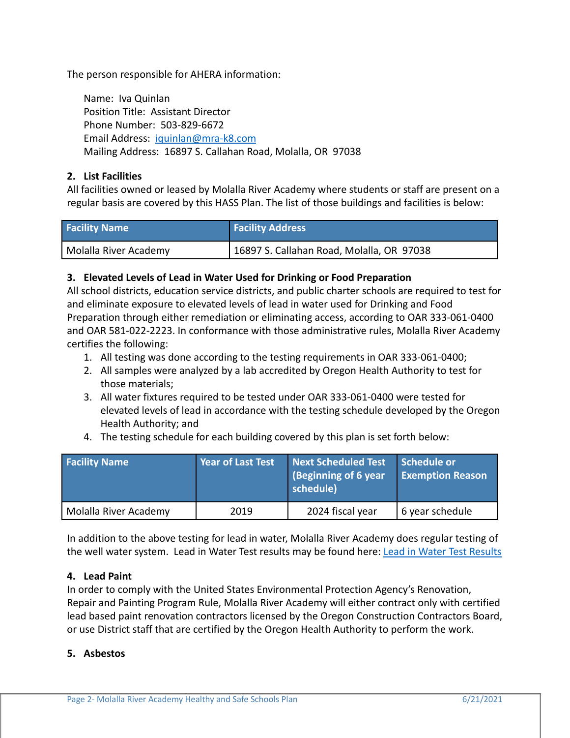The person responsible for AHERA information:

Name: Iva Quinlan
Position Title: Assistant Director
Phone Number: 503-829-6672
Email Address: iquinlan@mra-k8.com
Mailing Address: 16897 S. Callahan Road, Molalla, OR 97038

### 2. List Facilities

All facilities owned or leased by Molalla River Academy where students or staff are present on a regular basis are covered by this HASS Plan. The list of those buildings and facilities is below:

| Facility Name | Facility Address |
|---|---|
| Molalla River Academy | 16897 S. Callahan Road, Molalla, OR 97038 |

### 3. Elevated Levels of Lead in Water Used for Drinking or Food Preparation

All school districts, education service districts, and public charter schools are required to test for and eliminate exposure to elevated levels of lead in water used for Drinking and Food Preparation through either remediation or eliminating access, according to OAR 333-061-0400 and OAR 581-022-2223. In conformance with those administrative rules, Molalla River Academy certifies the following:

1. All testing was done according to the testing requirements in OAR 333-061-0400;
2. All samples were analyzed by a lab accredited by Oregon Health Authority to test for those materials;
3. All water fixtures required to be tested under OAR 333-061-0400 were tested for elevated levels of lead in accordance with the testing schedule developed by the Oregon Health Authority; and
4. The testing schedule for each building covered by this plan is set forth below:

| Facility Name | Year of Last Test | Next Scheduled Test (Beginning of 6 year schedule) | Schedule or Exemption Reason |
|---|---|---|---|
| Molalla River Academy | 2019 | 2024 fiscal year | 6 year schedule |

In addition to the above testing for lead in water, Molalla River Academy does regular testing of the well water system. Lead in Water Test results may be found here: Lead in Water Test Results

### 4. Lead Paint

In order to comply with the United States Environmental Protection Agency's Renovation, Repair and Painting Program Rule, Molalla River Academy will either contract only with certified lead based paint renovation contractors licensed by the Oregon Construction Contractors Board, or use District staff that are certified by the Oregon Health Authority to perform the work.

### 5. Asbestos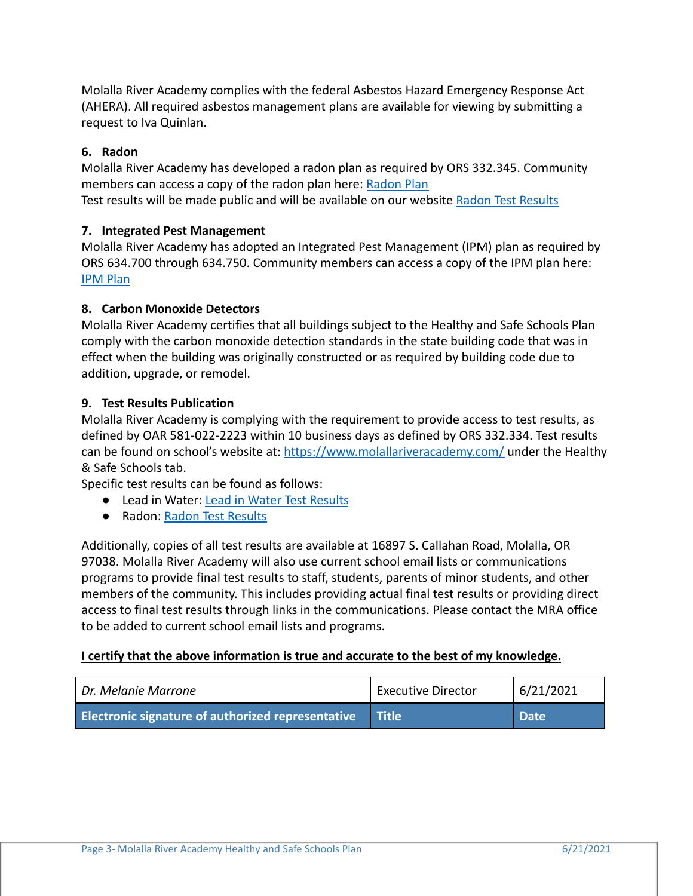Molalla River Academy complies with the federal Asbestos Hazard Emergency Response Act (AHERA). All required asbestos management plans are available for viewing by submitting a request to Iva Quinlan.

### 6. Radon

Molalla River Academy has developed a radon plan as required by ORS 332.345. Community members can access a copy of the radon plan here: Radon Plan
Test results will be made public and will be available on our website Radon Test Results

### 7. Integrated Pest Management

Molalla River Academy has adopted an Integrated Pest Management (IPM) plan as required by ORS 634.700 through 634.750. Community members can access a copy of the IPM plan here: IPM Plan

### 8. Carbon Monoxide Detectors

Molalla River Academy certifies that all buildings subject to the Healthy and Safe Schools Plan comply with the carbon monoxide detection standards in the state building code that was in effect when the building was originally constructed or as required by building code due to addition, upgrade, or remodel.

### 9. Test Results Publication

Molalla River Academy is complying with the requirement to provide access to test results, as defined by OAR 581-022-2223 within 10 business days as defined by ORS 332.334. Test results can be found on school's website at: https://www.molallariveracademy.com/ under the Healthy & Safe Schools tab.
Specific test results can be found as follows:

- Lead in Water: Lead in Water Test Results
- Radon: Radon Test Results

Additionally, copies of all test results are available at 16897 S. Callahan Road, Molalla, OR 97038. Molalla River Academy will also use current school email lists or communications programs to provide final test results to staff, students, parents of minor students, and other members of the community. This includes providing actual final test results or providing direct access to final test results through links in the communications. Please contact the MRA office to be added to current school email lists and programs.

**I certify that the above information is true and accurate to the best of my knowledge.**

| | | |
|---|---|---|
| *Dr. Melanie Marrone* | Executive Director | 6/21/2021 |
| **Electronic signature of authorized representative** | **Title** | **Date** |